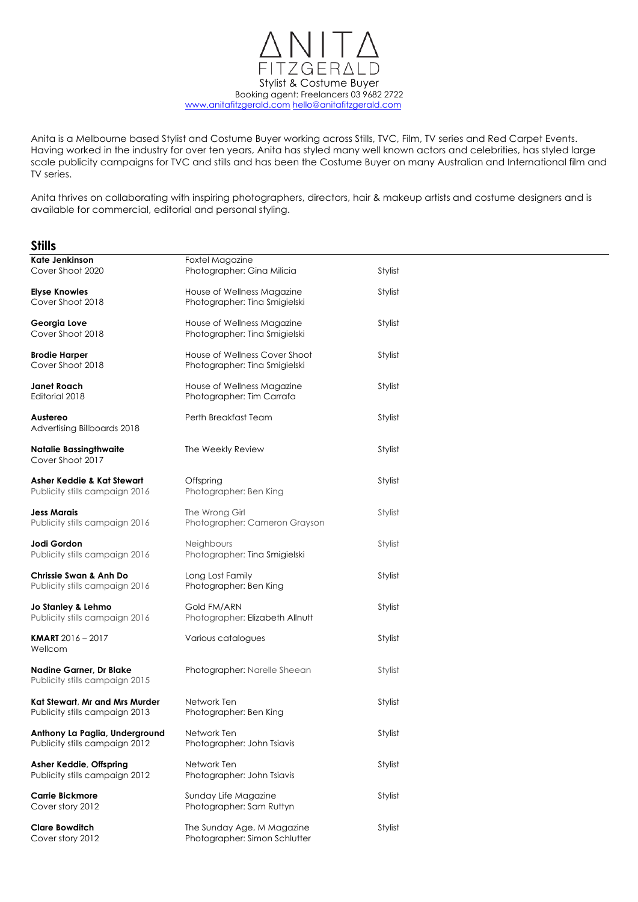# ANITA FITZGERALD

Stylist & Costume Buyer

Booking agent: Freelancers 03 9682 2722

www.anitafitzgerald.com hello@anitafitzgerald.com

Anita is a Melbourne based Stylist and Costume Buyer working across Stills, TVC, Film, TV series and Red Carpet Events. Having worked in the industry for over ten years, Anita has styled many well known actors and celebrities, has styled large scale publicity campaigns for TVC and stills and has been the Costume Buyer on many Australian and International film and TV series.

Anita thrives on collaborating with inspiring photographers, directors, hair & makeup artists and costume designers and is available for commercial, editorial and personal styling.

## Stills

| | | |
|---|---|---|
| **Kate Jenkinson**<br>Cover Shoot 2020 | Foxtel Magazine<br>Photographer: Gina Milicia | Stylist |
| **Elyse Knowles**<br>Cover Shoot 2018 | House of Wellness Magazine<br>Photographer: Tina Smigielski | Stylist |
| **Georgia Love**<br>Cover Shoot 2018 | House of Wellness Magazine<br>Photographer: Tina Smigielski | Stylist |
| **Brodie Harper**<br>Cover Shoot 2018 | House of Wellness Cover Shoot<br>Photographer: Tina Smigielski | Stylist |
| **Janet Roach**<br>Editorial 2018 | House of Wellness Magazine<br>Photographer: Tim Carrafa | Stylist |
| **Austereo**<br>Advertising Billboards 2018 | Perth Breakfast Team | Stylist |
| **Natalie Bassingthwaite**<br>Cover Shoot 2017 | The Weekly Review | Stylist |
| **Asher Keddie & Kat Stewart**<br>Publicity stills campaign 2016 | Offspring<br>Photographer: Ben King | Stylist |
| **Jess Marais**<br>Publicity stills campaign 2016 | The Wrong Girl<br>Photographer: Cameron Grayson | Stylist |
| **Jodi Gordon**<br>Publicity stills campaign 2016 | Neighbours<br>Photographer: Tina Smigielski | Stylist |
| **Chrissie Swan & Anh Do**<br>Publicity stills campaign 2016 | Long Lost Family<br>Photographer: Ben King | Stylist |
| **Jo Stanley & Lehmo**<br>Publicity stills campaign 2016 | Gold FM/ARN<br>Photographer: Elizabeth Allnutt | Stylist |
| **KMART** 2016 – 2017<br>Wellcom | Various catalogues | Stylist |
| **Nadine Garner, Dr Blake**<br>Publicity stills campaign 2015 | Photographer: Narelle Sheean | Stylist |
| **Kat Stewart, Mr and Mrs Murder**<br>Publicity stills campaign 2013 | Network Ten<br>Photographer: Ben King | Stylist |
| **Anthony La Paglia, Underground**<br>Publicity stills campaign 2012 | Network Ten<br>Photographer: John Tsiavis | Stylist |
| **Asher Keddie, Offspring**<br>Publicity stills campaign 2012 | Network Ten<br>Photographer: John Tsiavis | Stylist |
| **Carrie Bickmore**<br>Cover story 2012 | Sunday Life Magazine<br>Photographer: Sam Ruttyn | Stylist |
| **Clare Bowditch**<br>Cover story 2012 | The Sunday Age, M Magazine<br>Photographer: Simon Schlutter | Stylist |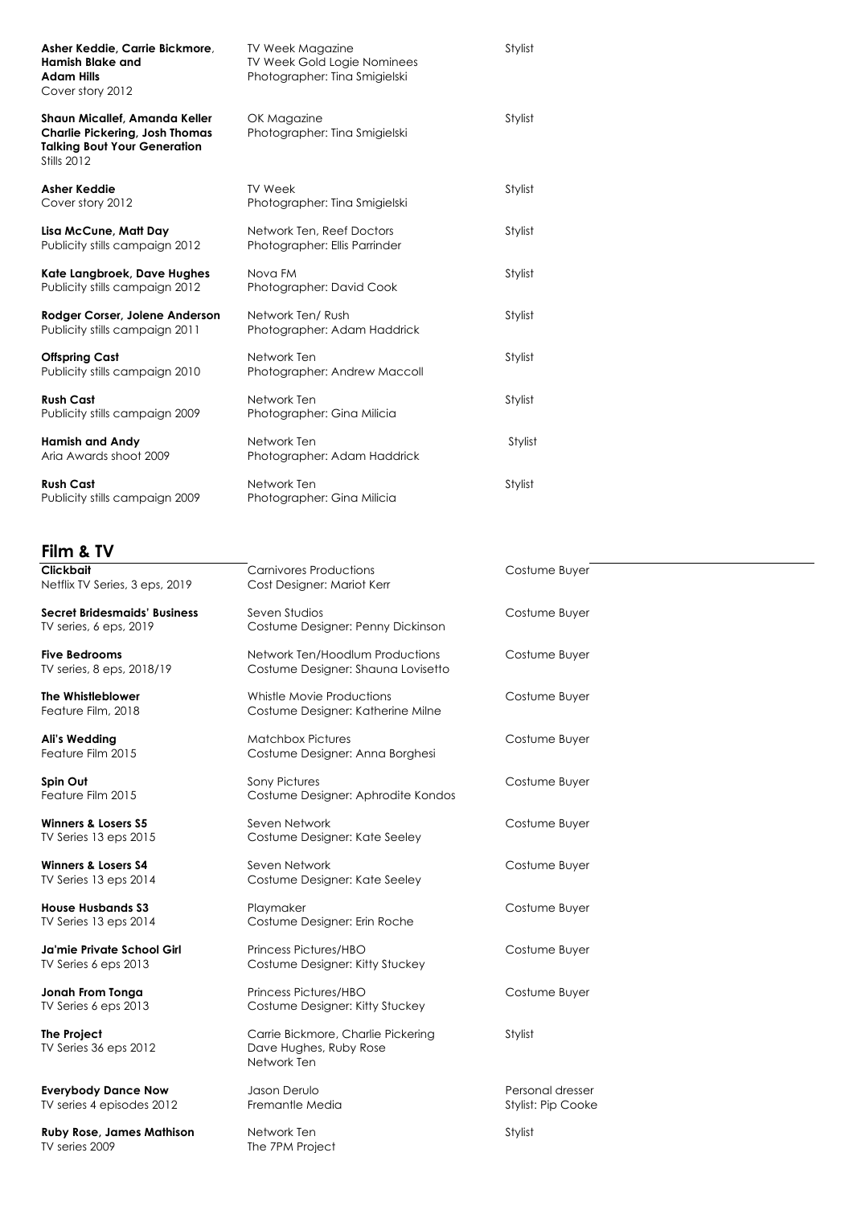| | | |
|---|---|---|
| **Asher Keddie, Carrie Bickmore, Hamish Blake and Adam Hills**<br>Cover story 2012 | TV Week Magazine<br>TV Week Gold Logie Nominees<br>Photographer: Tina Smigielski | Stylist |
| **Shaun Micallef, Amanda Keller Charlie Pickering, Josh Thomas Talking Bout Your Generation**<br>Stills 2012 | OK Magazine<br>Photographer: Tina Smigielski | Stylist |
| **Asher Keddie**<br>Cover story 2012 | TV Week<br>Photographer: Tina Smigielski | Stylist |
| **Lisa McCune, Matt Day**<br>Publicity stills campaign 2012 | Network Ten, Reef Doctors<br>Photographer: Ellis Parrinder | Stylist |
| **Kate Langbroek, Dave Hughes**<br>Publicity stills campaign 2012 | Nova FM<br>Photographer: David Cook | Stylist |
| **Rodger Corser, Jolene Anderson**<br>Publicity stills campaign 2011 | Network Ten/ Rush<br>Photographer: Adam Haddrick | Stylist |
| **Offspring Cast**<br>Publicity stills campaign 2010 | Network Ten<br>Photographer: Andrew Maccoll | Stylist |
| **Rush Cast**<br>Publicity stills campaign 2009 | Network Ten<br>Photographer: Gina Milicia | Stylist |
| **Hamish and Andy**<br>Aria Awards shoot 2009 | Network Ten<br>Photographer: Adam Haddrick | Stylist |
| **Rush Cast**<br>Publicity stills campaign 2009 | Network Ten<br>Photographer: Gina Milicia | Stylist |

## Film & TV

| | | |
|---|---|---|
| **Clickbait**<br>Netflix TV Series, 3 eps, 2019 | Carnivores Productions<br>Cost Designer: Mariot Kerr | Costume Buyer |
| **Secret Bridesmaids' Business**<br>TV series, 6 eps, 2019 | Seven Studios<br>Costume Designer: Penny Dickinson | Costume Buyer |
| **Five Bedrooms**<br>TV series, 8 eps, 2018/19 | Network Ten/Hoodlum Productions<br>Costume Designer: Shauna Lovisetto | Costume Buyer |
| **The Whistleblower**<br>Feature Film, 2018 | Whistle Movie Productions<br>Costume Designer: Katherine Milne | Costume Buyer |
| **Ali's Wedding**<br>Feature Film 2015 | Matchbox Pictures<br>Costume Designer: Anna Borghesi | Costume Buyer |
| **Spin Out**<br>Feature Film 2015 | Sony Pictures<br>Costume Designer: Aphrodite Kondos | Costume Buyer |
| **Winners & Losers S5**<br>TV Series 13 eps 2015 | Seven Network<br>Costume Designer: Kate Seeley | Costume Buyer |
| **Winners & Losers S4**<br>TV Series 13 eps 2014 | Seven Network<br>Costume Designer: Kate Seeley | Costume Buyer |
| **House Husbands S3**<br>TV Series 13 eps 2014 | Playmaker<br>Costume Designer: Erin Roche | Costume Buyer |
| **Ja'mie Private School Girl**<br>TV Series 6 eps 2013 | Princess Pictures/HBO<br>Costume Designer: Kitty Stuckey | Costume Buyer |
| **Jonah From Tonga**<br>TV Series 6 eps 2013 | Princess Pictures/HBO<br>Costume Designer: Kitty Stuckey | Costume Buyer |
| **The Project**<br>TV Series 36 eps 2012 | Carrie Bickmore, Charlie Pickering<br>Dave Hughes, Ruby Rose<br>Network Ten | Stylist |
| **Everybody Dance Now**<br>TV series 4 episodes 2012 | Jason Derulo<br>Fremantle Media | Personal dresser<br>Stylist: Pip Cooke |
| **Ruby Rose, James Mathison**<br>TV series 2009 | Network Ten<br>The 7PM Project | Stylist |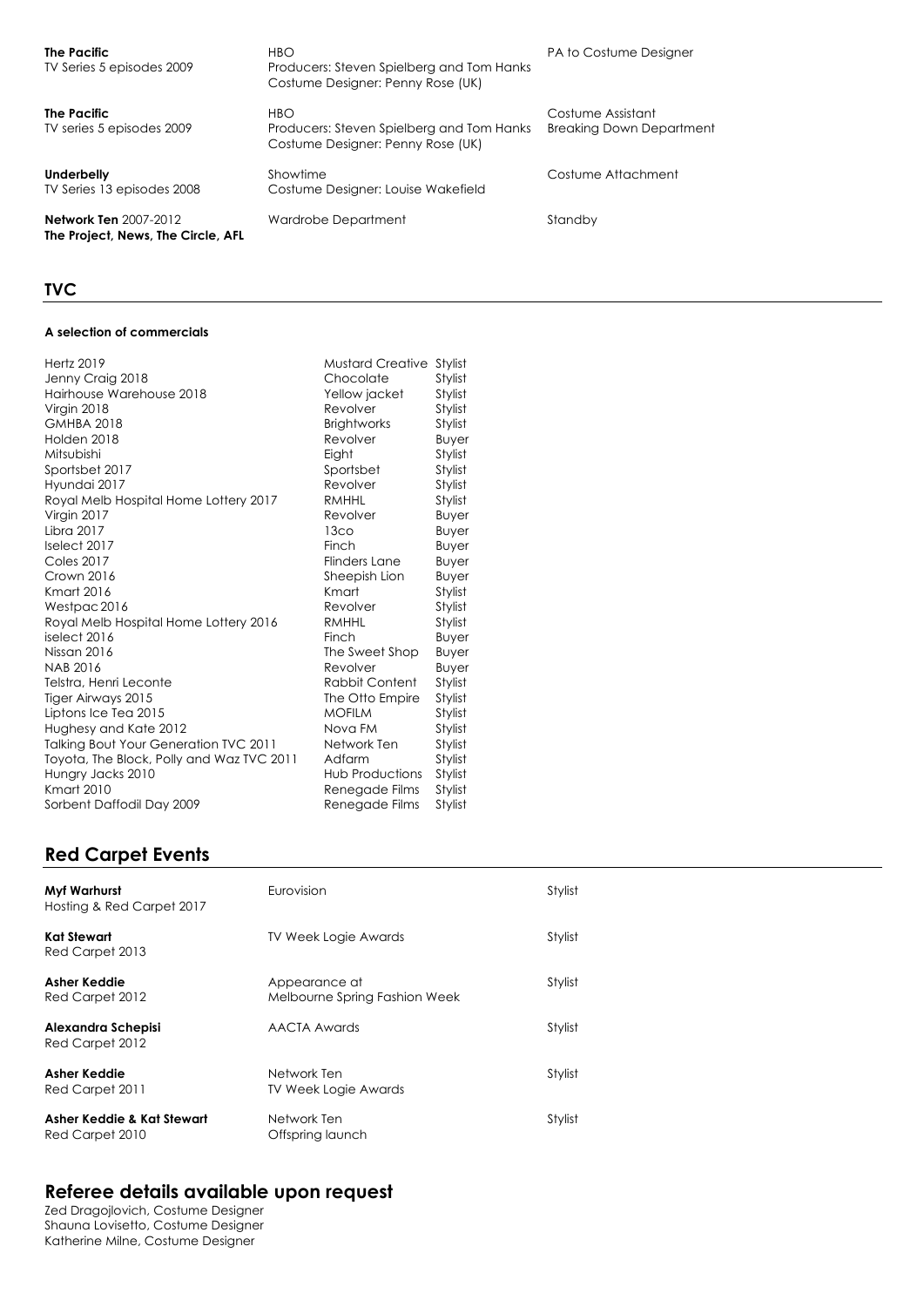| | | |
|---|---|---|
| **The Pacific**<br>TV Series 5 episodes 2009 | HBO<br>Producers: Steven Spielberg and Tom Hanks<br>Costume Designer: Penny Rose (UK) | PA to Costume Designer |
| **The Pacific**<br>TV series 5 episodes 2009 | HBO<br>Producers: Steven Spielberg and Tom Hanks<br>Costume Designer: Penny Rose (UK) | Costume Assistant<br>Breaking Down Department |
| **Underbelly**<br>TV Series 13 episodes 2008 | Showtime<br>Costume Designer: Louise Wakefield | Costume Attachment |
| **Network Ten** 2007-2012<br>**The Project, News, The Circle, AFL** | Wardrobe Department | Standby |

## TVC

**A selection of commercials**

| | | |
|---|---|---|
| Hertz 2019 | Mustard Creative | Stylist |
| Jenny Craig 2018 | Chocolate | Stylist |
| Hairhouse Warehouse 2018 | Yellow jacket | Stylist |
| Virgin 2018 | Revolver | Stylist |
| GMHBA 2018 | Brightworks | Stylist |
| Holden 2018 | Revolver | Buyer |
| Mitsubishi | Eight | Stylist |
| Sportsbet 2017 | Sportsbet | Stylist |
| Hyundai 2017 | Revolver | Stylist |
| Royal Melb Hospital Home Lottery 2017 | RMHHL | Stylist |
| Virgin 2017 | Revolver | Buyer |
| Libra 2017 | 13co | Buyer |
| Iselect 2017 | Finch | Buyer |
| Coles 2017 | Flinders Lane | Buyer |
| Crown 2016 | Sheepish Lion | Buyer |
| Kmart 2016 | Kmart | Stylist |
| Westpac 2016 | Revolver | Stylist |
| Royal Melb Hospital Home Lottery 2016 | RMHHL | Stylist |
| iselect 2016 | Finch | Buyer |
| Nissan 2016 | The Sweet Shop | Buyer |
| NAB 2016 | Revolver | Buyer |
| Telstra, Henri Leconte | Rabbit Content | Stylist |
| Tiger Airways 2015 | The Otto Empire | Stylist |
| Liptons Ice Tea 2015 | MOFILM | Stylist |
| Hughesy and Kate 2012 | Nova FM | Stylist |
| Talking Bout Your Generation TVC 2011 | Network Ten | Stylist |
| Toyota, The Block, Polly and Waz TVC 2011 | Adfarm | Stylist |
| Hungry Jacks 2010 | Hub Productions | Stylist |
| Kmart 2010 | Renegade Films | Stylist |
| Sorbent Daffodil Day 2009 | Renegade Films | Stylist |

## Red Carpet Events

| | | |
|---|---|---|
| **Myf Warhurst**<br>Hosting & Red Carpet 2017 | Eurovision | Stylist |
| **Kat Stewart**<br>Red Carpet 2013 | TV Week Logie Awards | Stylist |
| **Asher Keddie**<br>Red Carpet 2012 | Appearance at<br>Melbourne Spring Fashion Week | Stylist |
| **Alexandra Schepisi**<br>Red Carpet 2012 | AACTA Awards | Stylist |
| **Asher Keddie**<br>Red Carpet 2011 | Network Ten<br>TV Week Logie Awards | Stylist |
| **Asher Keddie & Kat Stewart**<br>Red Carpet 2010 | Network Ten<br>Offspring launch | Stylist |

## Referee details available upon request

Zed Dragojlovich, Costume Designer
Shauna Lovisetto, Costume Designer
Katherine Milne, Costume Designer